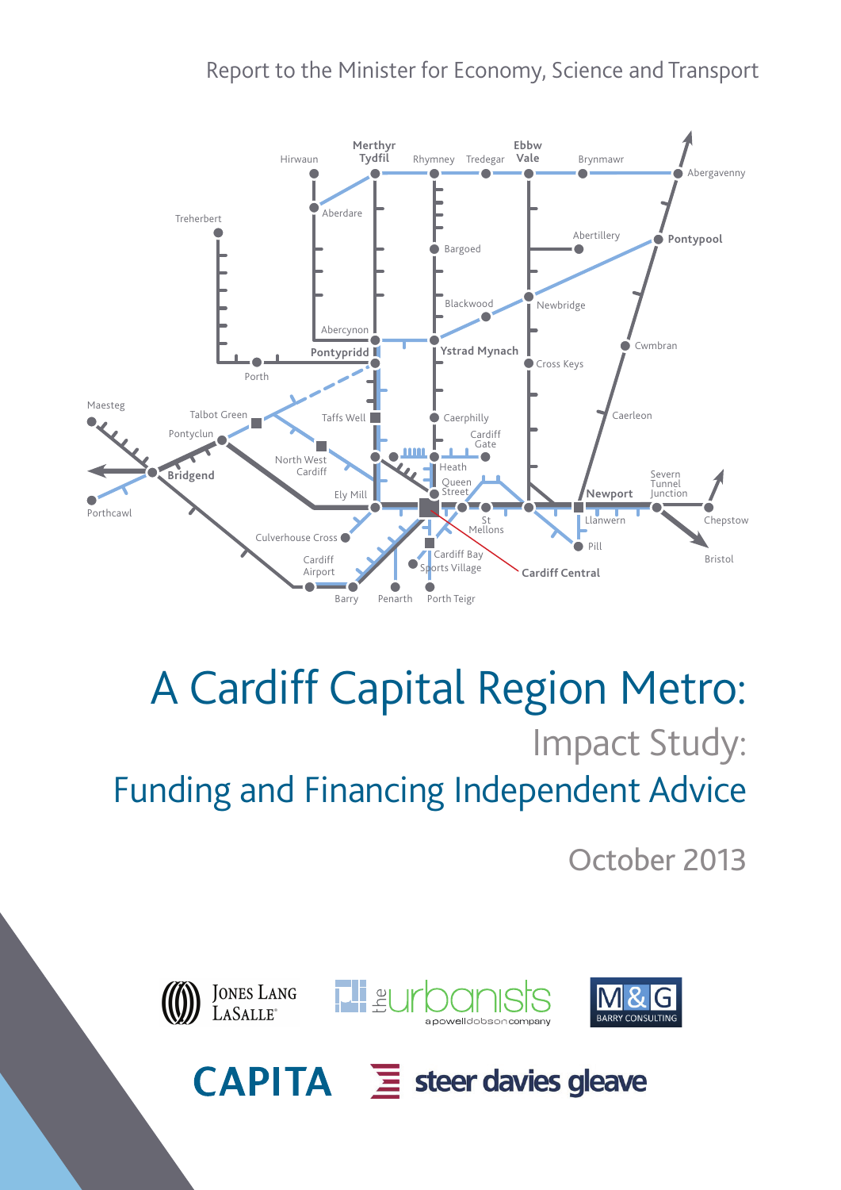Report to the Minister for Economy, Science and Transport

# A Cardiff Capital Region Metro:

## Impact Study:

## Funding and Financing Independent Advice

October 2013

Jones Lang LaSalle | the urbanists a powelldobson company | M&G Barry Consulting

CAPITA | steer davies gleave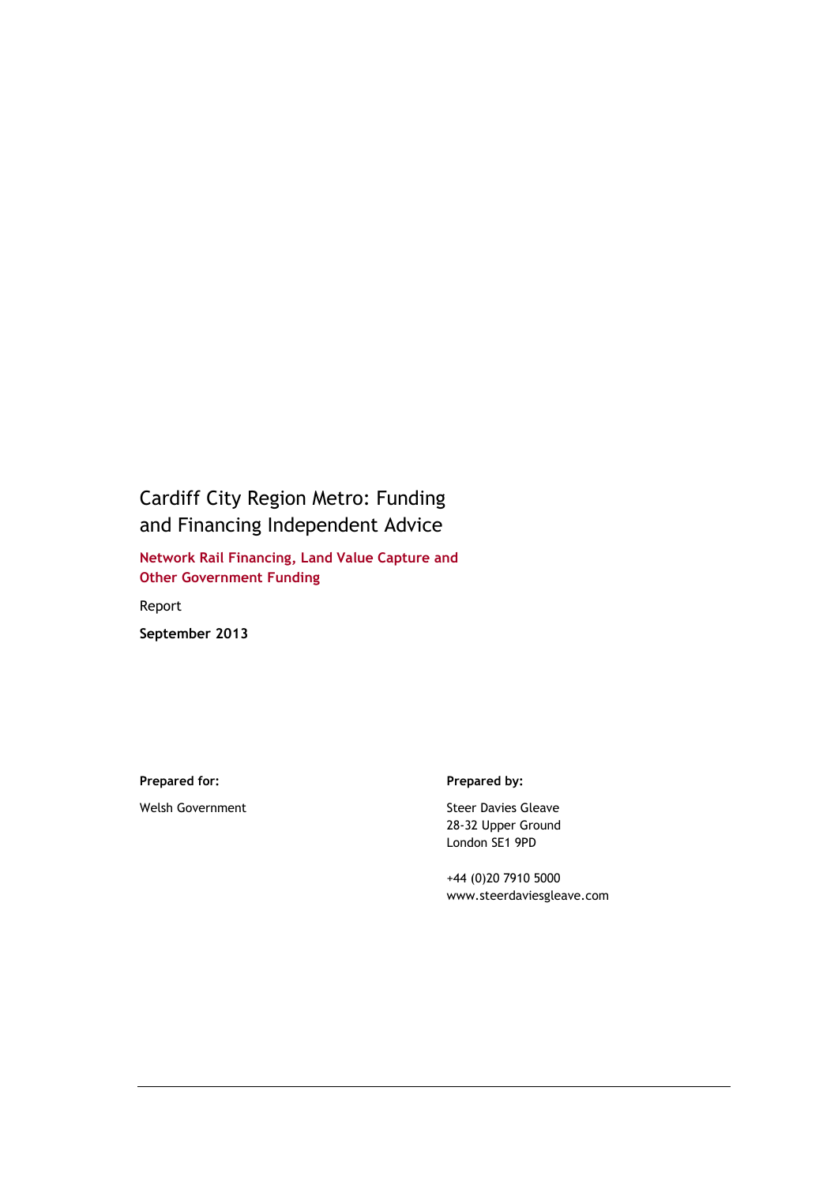# Cardiff City Region Metro: Funding and Financing Independent Advice

## Network Rail Financing, Land Value Capture and Other Government Funding

Report

**September 2013**

**Prepared for:**

Welsh Government

**Prepared by:**

Steer Davies Gleave
28-32 Upper Ground
London SE1 9PD

+44 (0)20 7910 5000
www.steerdaviesgleave.com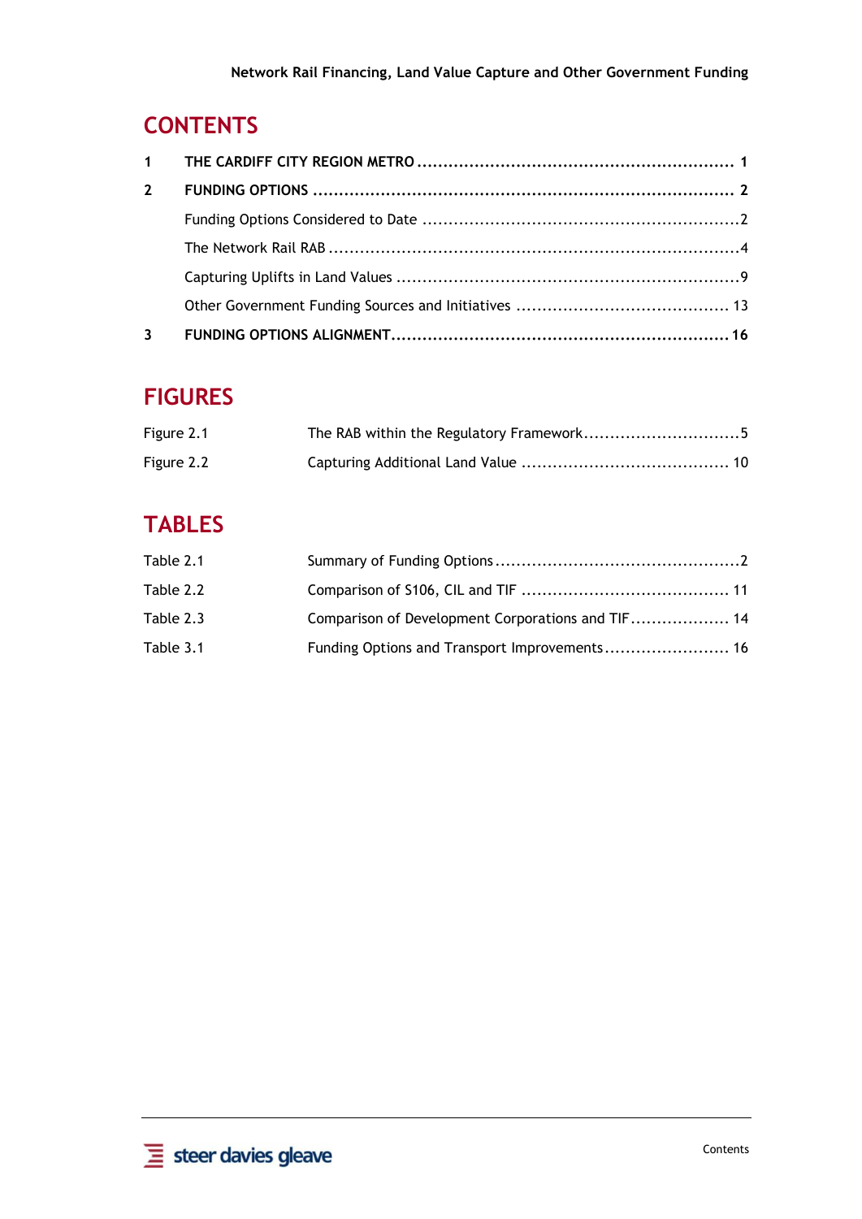# CONTENTS

1 THE CARDIFF CITY REGION METRO ........................................................... 1

2 FUNDING OPTIONS ............................................................................... 2

Funding Options Considered to Date ............................................................2

The Network Rail RAB ...............................................................................4

Capturing Uplifts in Land Values .................................................................9

Other Government Funding Sources and Initiatives ........................................ 13

3 FUNDING OPTIONS ALIGNMENT................................................................ 16

# FIGURES

Figure 2.1 The RAB within the Regulatory Framework.............................5

Figure 2.2 Capturing Additional Land Value ....................................... 10

# TABLES

Table 2.1 Summary of Funding Options ...............................................2

Table 2.2 Comparison of S106, CIL and TIF ....................................... 11

Table 2.3 Comparison of Development Corporations and TIF................... 14

Table 3.1 Funding Options and Transport Improvements........................ 16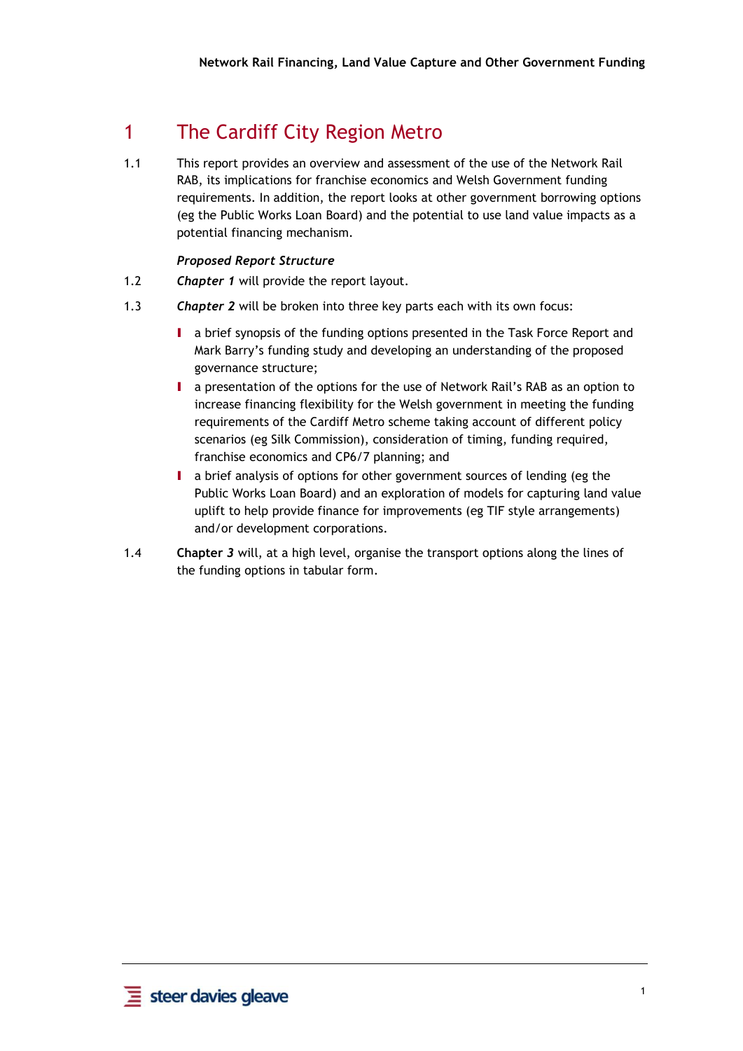# 1 The Cardiff City Region Metro

1.1 This report provides an overview and assessment of the use of the Network Rail RAB, its implications for franchise economics and Welsh Government funding requirements. In addition, the report looks at other government borrowing options (eg the Public Works Loan Board) and the potential to use land value impacts as a potential financing mechanism.

***Proposed Report Structure***

1.2 ***Chapter 1*** will provide the report layout.

1.3 ***Chapter 2*** will be broken into three key parts each with its own focus:

- a brief synopsis of the funding options presented in the Task Force Report and Mark Barry's funding study and developing an understanding of the proposed governance structure;
- a presentation of the options for the use of Network Rail's RAB as an option to increase financing flexibility for the Welsh government in meeting the funding requirements of the Cardiff Metro scheme taking account of different policy scenarios (eg Silk Commission), consideration of timing, funding required, franchise economics and CP6/7 planning; and
- a brief analysis of options for other government sources of lending (eg the Public Works Loan Board) and an exploration of models for capturing land value uplift to help provide finance for improvements (eg TIF style arrangements) and/or development corporations.

1.4 **Chapter *3*** will, at a high level, organise the transport options along the lines of the funding options in tabular form.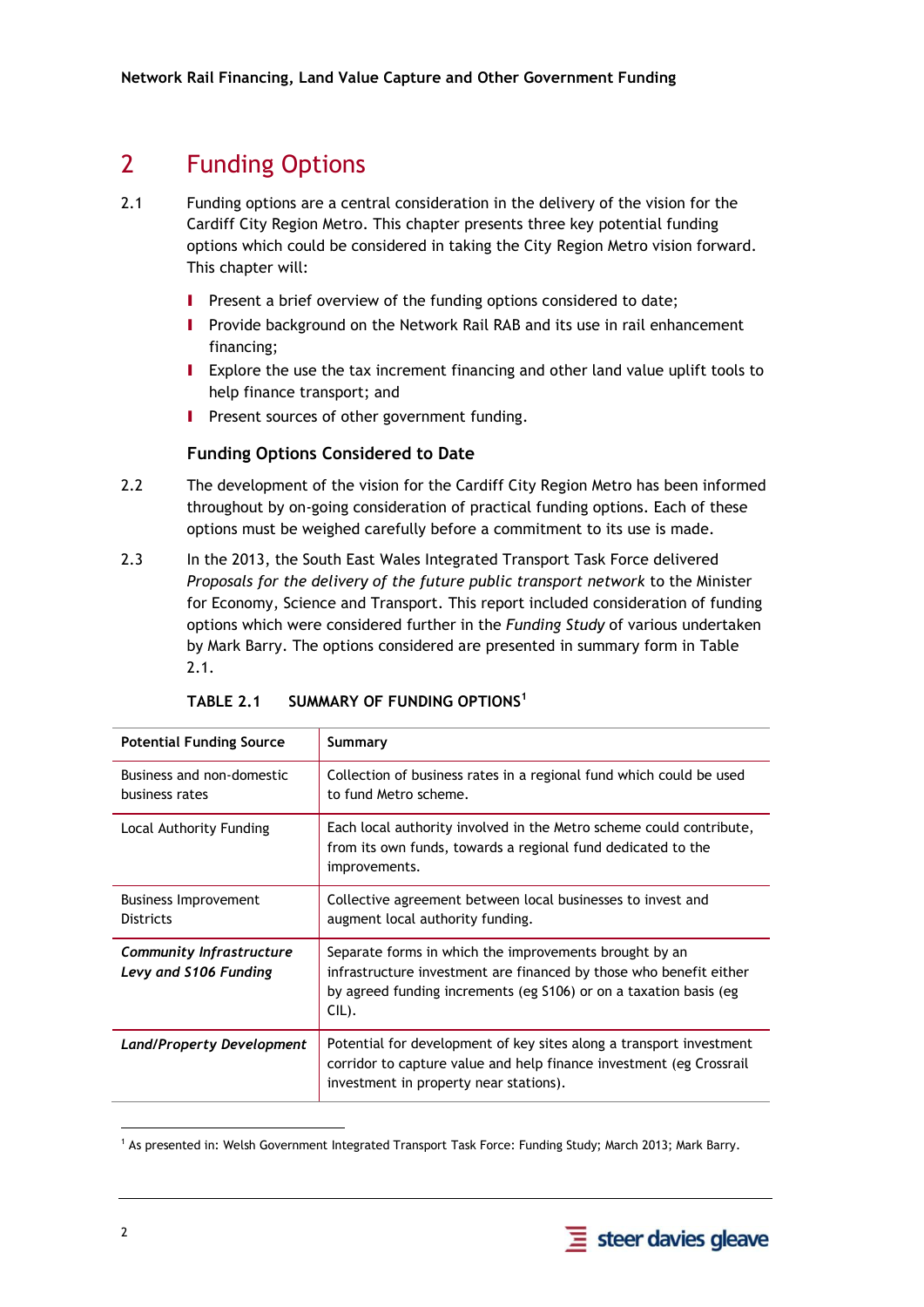# 2 Funding Options

2.1 Funding options are a central consideration in the delivery of the vision for the Cardiff City Region Metro. This chapter presents three key potential funding options which could be considered in taking the City Region Metro vision forward. This chapter will:

- Present a brief overview of the funding options considered to date;
- Provide background on the Network Rail RAB and its use in rail enhancement financing;
- Explore the use the tax increment financing and other land value uplift tools to help finance transport; and
- Present sources of other government funding.

### Funding Options Considered to Date

2.2 The development of the vision for the Cardiff City Region Metro has been informed throughout by on-going consideration of practical funding options. Each of these options must be weighed carefully before a commitment to its use is made.

2.3 In the 2013, the South East Wales Integrated Transport Task Force delivered *Proposals for the delivery of the future public transport network* to the Minister for Economy, Science and Transport. This report included consideration of funding options which were considered further in the *Funding Study* of various undertaken by Mark Barry. The options considered are presented in summary form in Table 2.1.

**TABLE 2.1 SUMMARY OF FUNDING OPTIONS[1]**

| Potential Funding Source | Summary |
|---|---|
| Business and non-domestic business rates | Collection of business rates in a regional fund which could be used to fund Metro scheme. |
| Local Authority Funding | Each local authority involved in the Metro scheme could contribute, from its own funds, towards a regional fund dedicated to the improvements. |
| Business Improvement Districts | Collective agreement between local businesses to invest and augment local authority funding. |
| ***Community Infrastructure Levy and S106 Funding*** | Separate forms in which the improvements brought by an infrastructure investment are financed by those who benefit either by agreed funding increments (eg S106) or on a taxation basis (eg CIL). |
| ***Land/Property Development*** | Potential for development of key sites along a transport investment corridor to capture value and help finance investment (eg Crossrail investment in property near stations). |

[1] As presented in: Welsh Government Integrated Transport Task Force: Funding Study; March 2013; Mark Barry.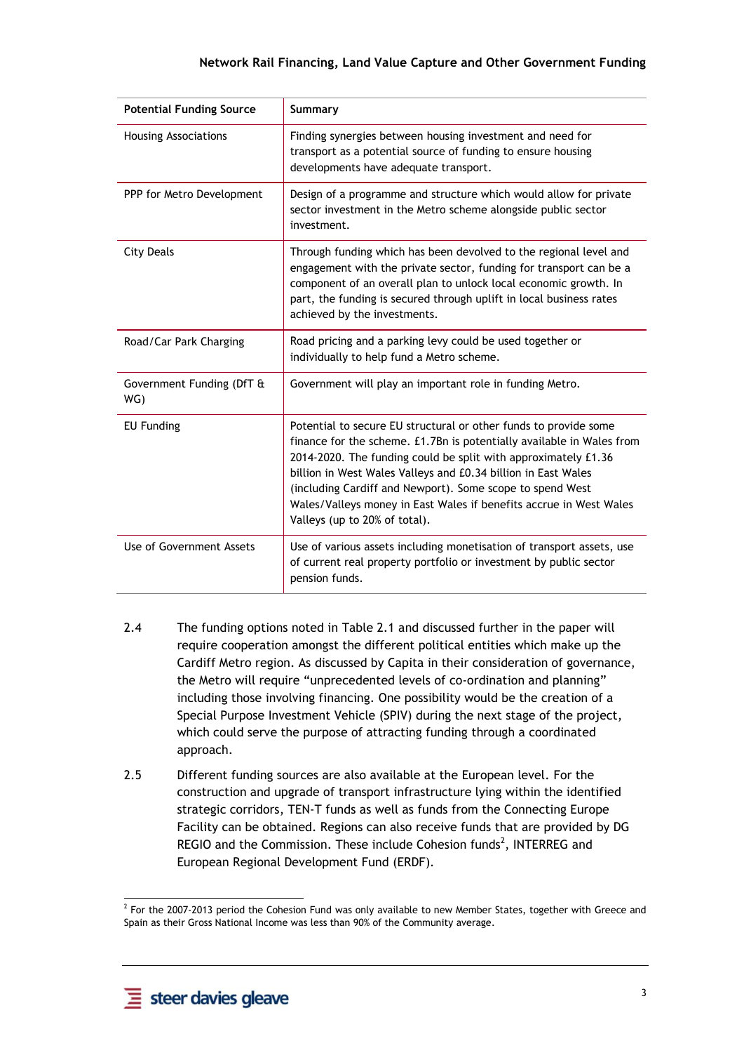| Potential Funding Source | Summary |
|---|---|
| Housing Associations | Finding synergies between housing investment and need for transport as a potential source of funding to ensure housing developments have adequate transport. |
| PPP for Metro Development | Design of a programme and structure which would allow for private sector investment in the Metro scheme alongside public sector investment. |
| City Deals | Through funding which has been devolved to the regional level and engagement with the private sector, funding for transport can be a component of an overall plan to unlock local economic growth. In part, the funding is secured through uplift in local business rates achieved by the investments. |
| Road/Car Park Charging | Road pricing and a parking levy could be used together or individually to help fund a Metro scheme. |
| Government Funding (DfT & WG) | Government will play an important role in funding Metro. |
| EU Funding | Potential to secure EU structural or other funds to provide some finance for the scheme. £1.7Bn is potentially available in Wales from 2014-2020. The funding could be split with approximately £1.36 billion in West Wales Valleys and £0.34 billion in East Wales (including Cardiff and Newport). Some scope to spend West Wales/Valleys money in East Wales if benefits accrue in West Wales Valleys (up to 20% of total). |
| Use of Government Assets | Use of various assets including monetisation of transport assets, use of current real property portfolio or investment by public sector pension funds. |

2.4 The funding options noted in Table 2.1 and discussed further in the paper will require cooperation amongst the different political entities which make up the Cardiff Metro region. As discussed by Capita in their consideration of governance, the Metro will require "unprecedented levels of co-ordination and planning" including those involving financing. One possibility would be the creation of a Special Purpose Investment Vehicle (SPIV) during the next stage of the project, which could serve the purpose of attracting funding through a coordinated approach.

2.5 Different funding sources are also available at the European level. For the construction and upgrade of transport infrastructure lying within the identified strategic corridors, TEN-T funds as well as funds from the Connecting Europe Facility can be obtained. Regions can also receive funds that are provided by DG REGIO and the Commission. These include Cohesion funds[2], INTERREG and European Regional Development Fund (ERDF).

[2] For the 2007-2013 period the Cohesion Fund was only available to new Member States, together with Greece and Spain as their Gross National Income was less than 90% of the Community average.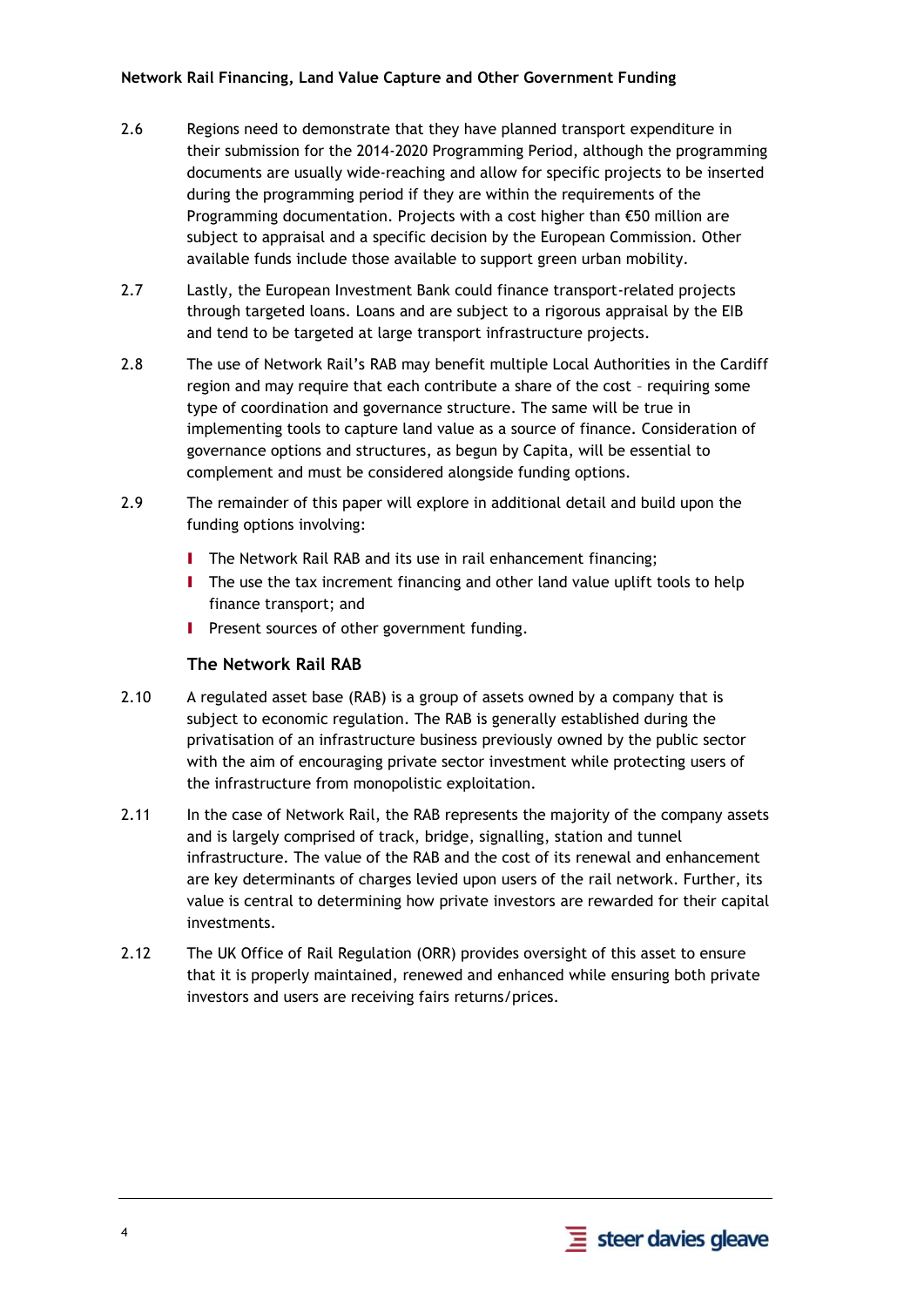2.6 Regions need to demonstrate that they have planned transport expenditure in their submission for the 2014-2020 Programming Period, although the programming documents are usually wide-reaching and allow for specific projects to be inserted during the programming period if they are within the requirements of the Programming documentation. Projects with a cost higher than €50 million are subject to appraisal and a specific decision by the European Commission. Other available funds include those available to support green urban mobility.

2.7 Lastly, the European Investment Bank could finance transport-related projects through targeted loans. Loans and are subject to a rigorous appraisal by the EIB and tend to be targeted at large transport infrastructure projects.

2.8 The use of Network Rail's RAB may benefit multiple Local Authorities in the Cardiff region and may require that each contribute a share of the cost – requiring some type of coordination and governance structure. The same will be true in implementing tools to capture land value as a source of finance. Consideration of governance options and structures, as begun by Capita, will be essential to complement and must be considered alongside funding options.

2.9 The remainder of this paper will explore in additional detail and build upon the funding options involving:

- The Network Rail RAB and its use in rail enhancement financing;
- The use the tax increment financing and other land value uplift tools to help finance transport; and
- Present sources of other government funding.

### The Network Rail RAB

2.10 A regulated asset base (RAB) is a group of assets owned by a company that is subject to economic regulation. The RAB is generally established during the privatisation of an infrastructure business previously owned by the public sector with the aim of encouraging private sector investment while protecting users of the infrastructure from monopolistic exploitation.

2.11 In the case of Network Rail, the RAB represents the majority of the company assets and is largely comprised of track, bridge, signalling, station and tunnel infrastructure. The value of the RAB and the cost of its renewal and enhancement are key determinants of charges levied upon users of the rail network. Further, its value is central to determining how private investors are rewarded for their capital investments.

2.12 The UK Office of Rail Regulation (ORR) provides oversight of this asset to ensure that it is properly maintained, renewed and enhanced while ensuring both private investors and users are receiving fairs returns/prices.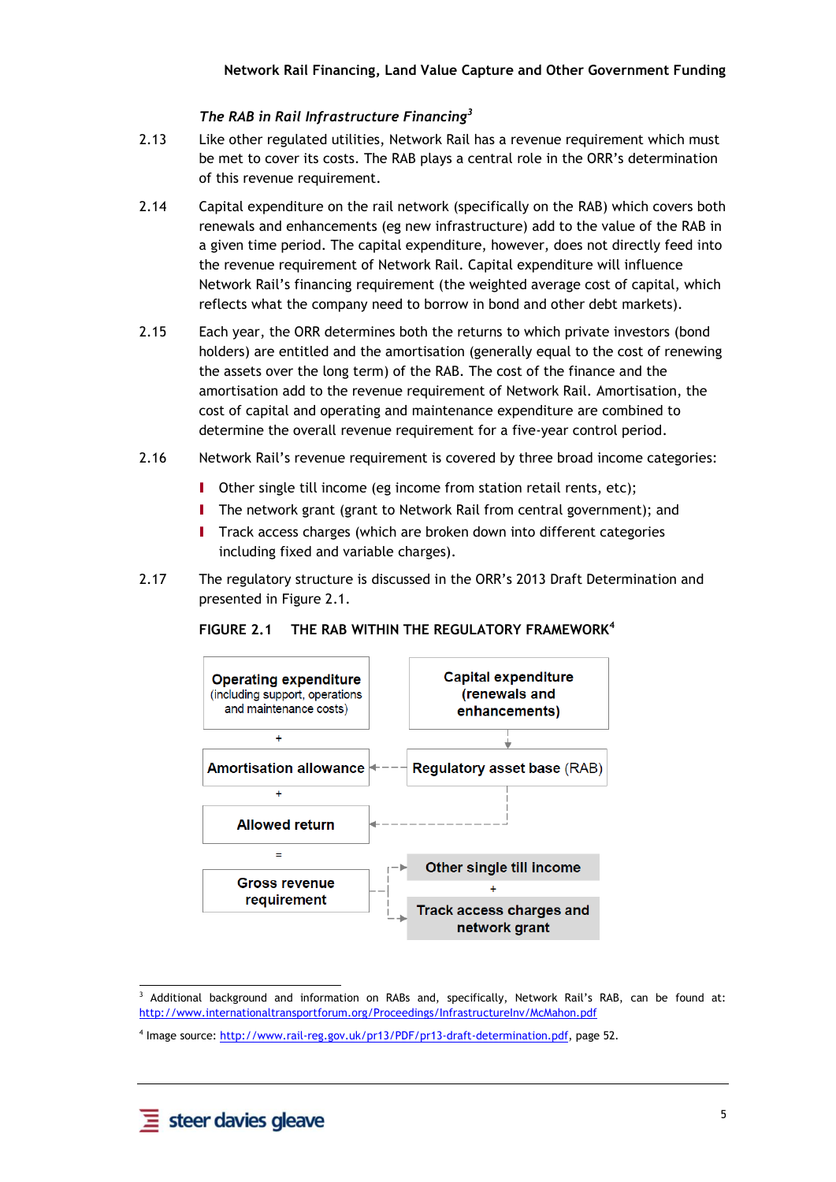*The RAB in Rail Infrastructure Financing*[3]

2.13 Like other regulated utilities, Network Rail has a revenue requirement which must be met to cover its costs. The RAB plays a central role in the ORR's determination of this revenue requirement.

2.14 Capital expenditure on the rail network (specifically on the RAB) which covers both renewals and enhancements (eg new infrastructure) add to the value of the RAB in a given time period. The capital expenditure, however, does not directly feed into the revenue requirement of Network Rail. Capital expenditure will influence Network Rail's financing requirement (the weighted average cost of capital, which reflects what the company need to borrow in bond and other debt markets).

2.15 Each year, the ORR determines both the returns to which private investors (bond holders) are entitled and the amortisation (generally equal to the cost of renewing the assets over the long term) of the RAB. The cost of the finance and the amortisation add to the revenue requirement of Network Rail. Amortisation, the cost of capital and operating and maintenance expenditure are combined to determine the overall revenue requirement for a five-year control period.

2.16 Network Rail's revenue requirement is covered by three broad income categories:

- Other single till income (eg income from station retail rents, etc);
- The network grant (grant to Network Rail from central government); and
- Track access charges (which are broken down into different categories including fixed and variable charges).

2.17 The regulatory structure is discussed in the ORR's 2013 Draft Determination and presented in Figure 2.1.

**FIGURE 2.1 THE RAB WITHIN THE REGULATORY FRAMEWORK**[4]

**Operating expenditure** (including support, operations and maintenance costs)

\+

**Amortisation allowance**

\+

**Allowed return**

=

**Gross revenue requirement**

**Capital expenditure (renewals and enhancements)** → **Regulatory asset base** (RAB) → Amortisation allowance; Allowed return

Gross revenue requirement → **Other single till income** + **Track access charges and network grant**

---

[3] Additional background and information on RABs and, specifically, Network Rail's RAB, can be found at: http://www.internationaltransportforum.org/Proceedings/InfrastructureInv/McMahon.pdf

[4] Image source: http://www.rail-reg.gov.uk/pr13/PDF/pr13-draft-determination.pdf, page 52.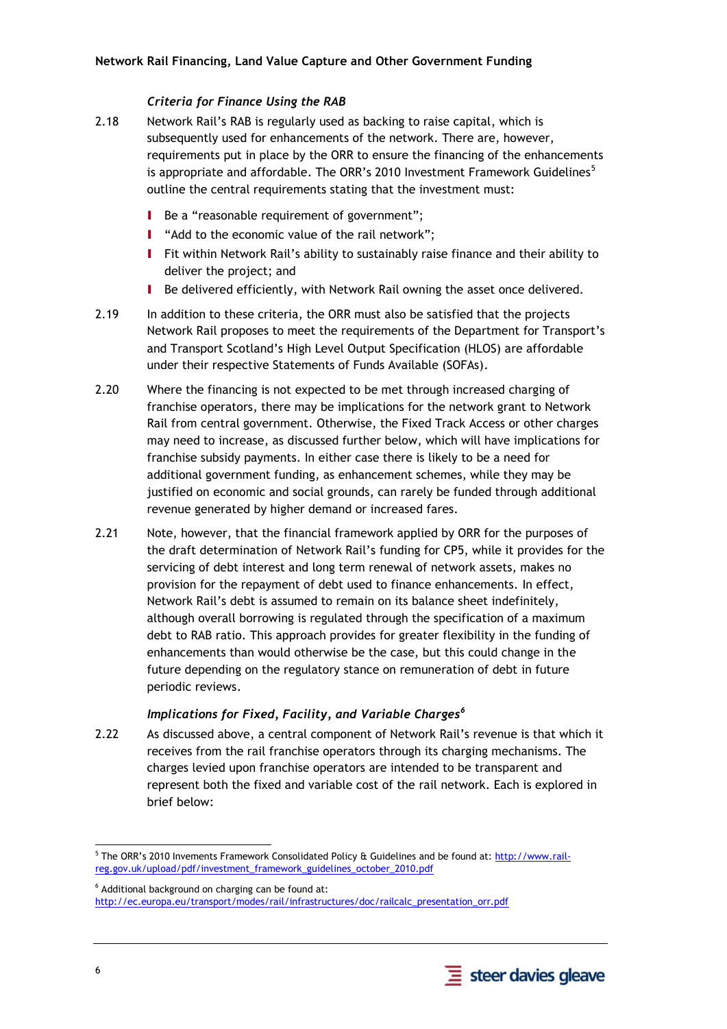### *Criteria for Finance Using the RAB*

2.18 Network Rail's RAB is regularly used as backing to raise capital, which is subsequently used for enhancements of the network. There are, however, requirements put in place by the ORR to ensure the financing of the enhancements is appropriate and affordable. The ORR's 2010 Investment Framework Guidelines[5] outline the central requirements stating that the investment must:

- Be a "reasonable requirement of government";
- "Add to the economic value of the rail network";
- Fit within Network Rail's ability to sustainably raise finance and their ability to deliver the project; and
- Be delivered efficiently, with Network Rail owning the asset once delivered.

2.19 In addition to these criteria, the ORR must also be satisfied that the projects Network Rail proposes to meet the requirements of the Department for Transport's and Transport Scotland's High Level Output Specification (HLOS) are affordable under their respective Statements of Funds Available (SOFAs).

2.20 Where the financing is not expected to be met through increased charging of franchise operators, there may be implications for the network grant to Network Rail from central government. Otherwise, the Fixed Track Access or other charges may need to increase, as discussed further below, which will have implications for franchise subsidy payments. In either case there is likely to be a need for additional government funding, as enhancement schemes, while they may be justified on economic and social grounds, can rarely be funded through additional revenue generated by higher demand or increased fares.

2.21 Note, however, that the financial framework applied by ORR for the purposes of the draft determination of Network Rail's funding for CP5, while it provides for the servicing of debt interest and long term renewal of network assets, makes no provision for the repayment of debt used to finance enhancements. In effect, Network Rail's debt is assumed to remain on its balance sheet indefinitely, although overall borrowing is regulated through the specification of a maximum debt to RAB ratio. This approach provides for greater flexibility in the funding of enhancements than would otherwise be the case, but this could change in the future depending on the regulatory stance on remuneration of debt in future periodic reviews.

### *Implications for Fixed, Facility, and Variable Charges*[6]

2.22 As discussed above, a central component of Network Rail's revenue is that which it receives from the rail franchise operators through its charging mechanisms. The charges levied upon franchise operators are intended to be transparent and represent both the fixed and variable cost of the rail network. Each is explored in brief below:

---

[5] The ORR's 2010 Invements Framework Consolidated Policy & Guidelines and be found at: http://www.rail-reg.gov.uk/upload/pdf/investment_framework_guidelines_october_2010.pdf

[6] Additional background on charging can be found at: http://ec.europa.eu/transport/modes/rail/infrastructures/doc/railcalc_presentation_orr.pdf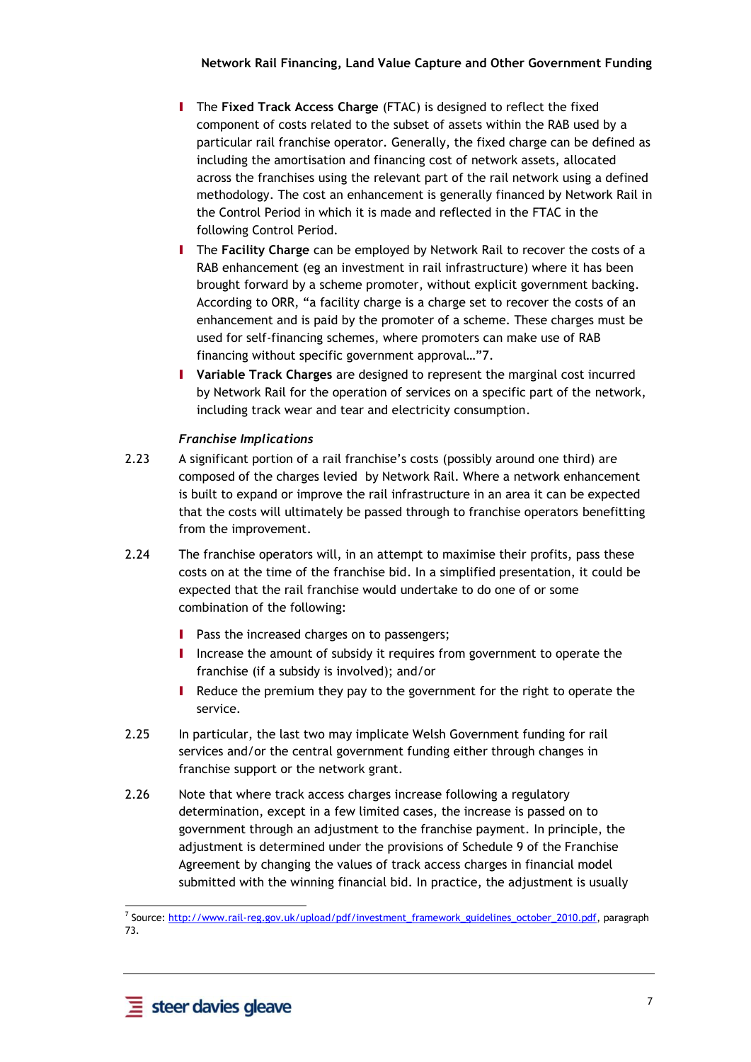- The **Fixed Track Access Charge** (FTAC) is designed to reflect the fixed component of costs related to the subset of assets within the RAB used by a particular rail franchise operator. Generally, the fixed charge can be defined as including the amortisation and financing cost of network assets, allocated across the franchises using the relevant part of the rail network using a defined methodology. The cost an enhancement is generally financed by Network Rail in the Control Period in which it is made and reflected in the FTAC in the following Control Period.
- The **Facility Charge** can be employed by Network Rail to recover the costs of a RAB enhancement (eg an investment in rail infrastructure) where it has been brought forward by a scheme promoter, without explicit government backing. According to ORR, "a facility charge is a charge set to recover the costs of an enhancement and is paid by the promoter of a scheme. These charges must be used for self-financing schemes, where promoters can make use of RAB financing without specific government approval…"7.
- **Variable Track Charges** are designed to represent the marginal cost incurred by Network Rail for the operation of services on a specific part of the network, including track wear and tear and electricity consumption.

*Franchise Implications*

2.23 A significant portion of a rail franchise's costs (possibly around one third) are composed of the charges levied by Network Rail. Where a network enhancement is built to expand or improve the rail infrastructure in an area it can be expected that the costs will ultimately be passed through to franchise operators benefitting from the improvement.

2.24 The franchise operators will, in an attempt to maximise their profits, pass these costs on at the time of the franchise bid. In a simplified presentation, it could be expected that the rail franchise would undertake to do one of or some combination of the following:

- Pass the increased charges on to passengers;
- Increase the amount of subsidy it requires from government to operate the franchise (if a subsidy is involved); and/or
- Reduce the premium they pay to the government for the right to operate the service.

2.25 In particular, the last two may implicate Welsh Government funding for rail services and/or the central government funding either through changes in franchise support or the network grant.

2.26 Note that where track access charges increase following a regulatory determination, except in a few limited cases, the increase is passed on to government through an adjustment to the franchise payment. In principle, the adjustment is determined under the provisions of Schedule 9 of the Franchise Agreement by changing the values of track access charges in financial model submitted with the winning financial bid. In practice, the adjustment is usually

---

7 Source: http://www.rail-reg.gov.uk/upload/pdf/investment_framework_guidelines_october_2010.pdf, paragraph 73.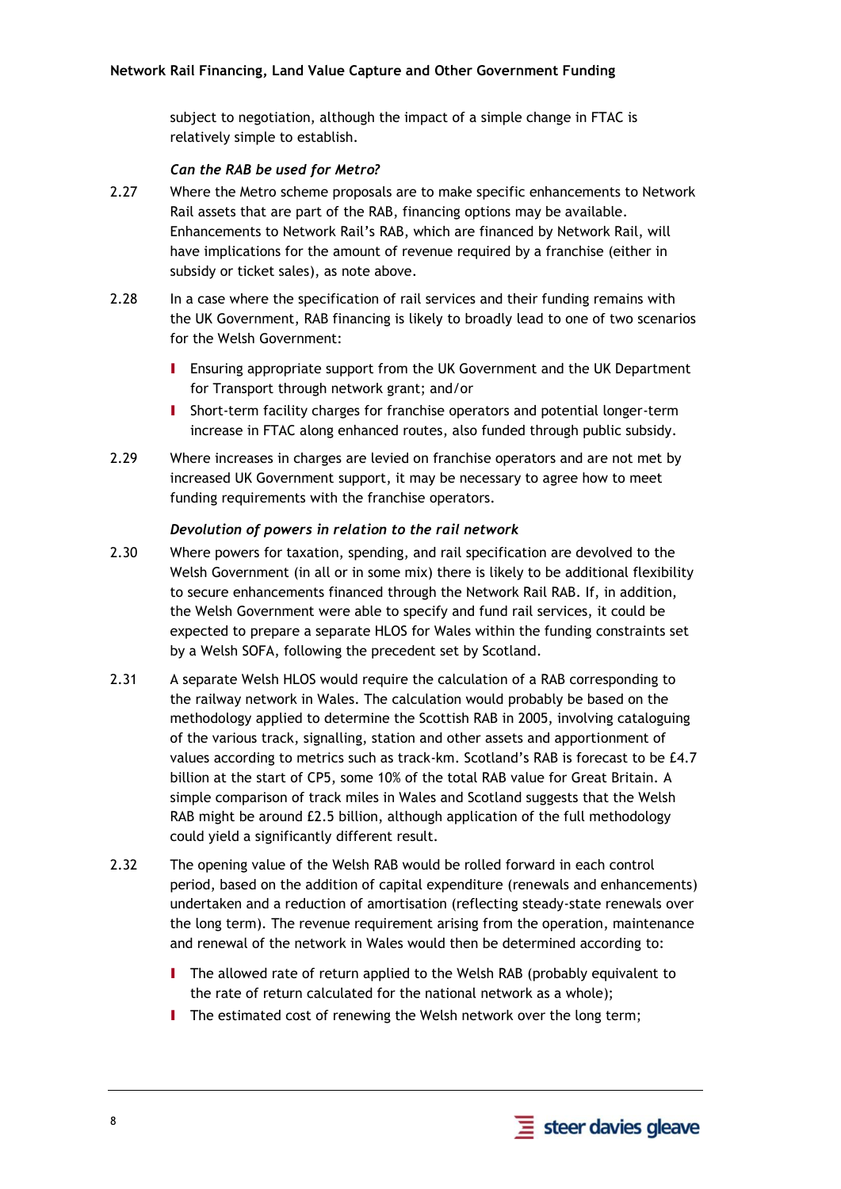subject to negotiation, although the impact of a simple change in FTAC is relatively simple to establish.

### *Can the RAB be used for Metro?*

2.27 Where the Metro scheme proposals are to make specific enhancements to Network Rail assets that are part of the RAB, financing options may be available. Enhancements to Network Rail's RAB, which are financed by Network Rail, will have implications for the amount of revenue required by a franchise (either in subsidy or ticket sales), as note above.

2.28 In a case where the specification of rail services and their funding remains with the UK Government, RAB financing is likely to broadly lead to one of two scenarios for the Welsh Government:

- Ensuring appropriate support from the UK Government and the UK Department for Transport through network grant; and/or
- Short-term facility charges for franchise operators and potential longer-term increase in FTAC along enhanced routes, also funded through public subsidy.

2.29 Where increases in charges are levied on franchise operators and are not met by increased UK Government support, it may be necessary to agree how to meet funding requirements with the franchise operators.

### *Devolution of powers in relation to the rail network*

2.30 Where powers for taxation, spending, and rail specification are devolved to the Welsh Government (in all or in some mix) there is likely to be additional flexibility to secure enhancements financed through the Network Rail RAB. If, in addition, the Welsh Government were able to specify and fund rail services, it could be expected to prepare a separate HLOS for Wales within the funding constraints set by a Welsh SOFA, following the precedent set by Scotland.

2.31 A separate Welsh HLOS would require the calculation of a RAB corresponding to the railway network in Wales. The calculation would probably be based on the methodology applied to determine the Scottish RAB in 2005, involving cataloguing of the various track, signalling, station and other assets and apportionment of values according to metrics such as track-km. Scotland's RAB is forecast to be £4.7 billion at the start of CP5, some 10% of the total RAB value for Great Britain. A simple comparison of track miles in Wales and Scotland suggests that the Welsh RAB might be around £2.5 billion, although application of the full methodology could yield a significantly different result.

2.32 The opening value of the Welsh RAB would be rolled forward in each control period, based on the addition of capital expenditure (renewals and enhancements) undertaken and a reduction of amortisation (reflecting steady-state renewals over the long term). The revenue requirement arising from the operation, maintenance and renewal of the network in Wales would then be determined according to:

- The allowed rate of return applied to the Welsh RAB (probably equivalent to the rate of return calculated for the national network as a whole);
- The estimated cost of renewing the Welsh network over the long term;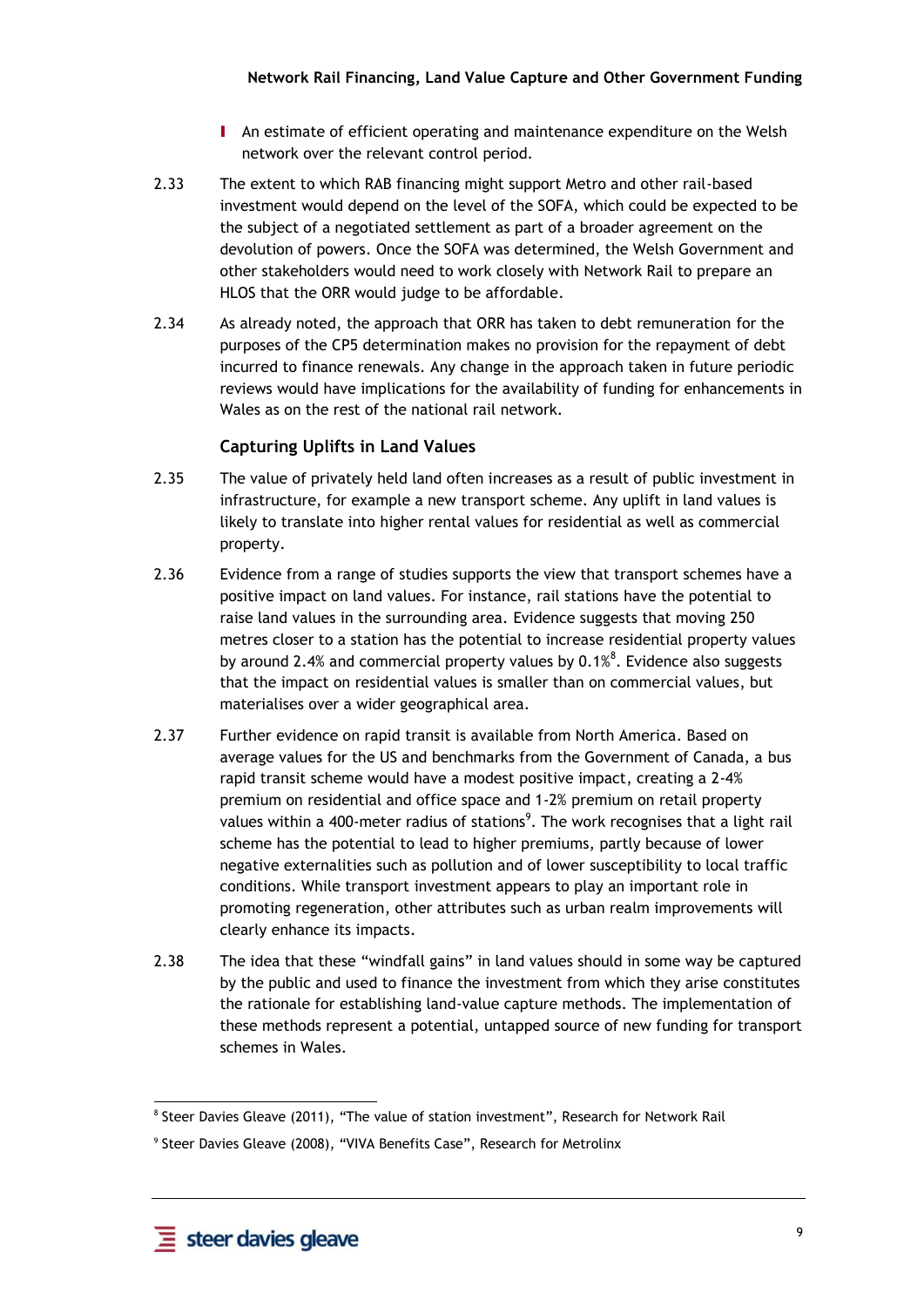- An estimate of efficient operating and maintenance expenditure on the Welsh network over the relevant control period.

2.33 The extent to which RAB financing might support Metro and other rail-based investment would depend on the level of the SOFA, which could be expected to be the subject of a negotiated settlement as part of a broader agreement on the devolution of powers. Once the SOFA was determined, the Welsh Government and other stakeholders would need to work closely with Network Rail to prepare an HLOS that the ORR would judge to be affordable.

2.34 As already noted, the approach that ORR has taken to debt remuneration for the purposes of the CP5 determination makes no provision for the repayment of debt incurred to finance renewals. Any change in the approach taken in future periodic reviews would have implications for the availability of funding for enhancements in Wales as on the rest of the national rail network.

### Capturing Uplifts in Land Values

2.35 The value of privately held land often increases as a result of public investment in infrastructure, for example a new transport scheme. Any uplift in land values is likely to translate into higher rental values for residential as well as commercial property.

2.36 Evidence from a range of studies supports the view that transport schemes have a positive impact on land values. For instance, rail stations have the potential to raise land values in the surrounding area. Evidence suggests that moving 250 metres closer to a station has the potential to increase residential property values by around 2.4% and commercial property values by 0.1%[8]. Evidence also suggests that the impact on residential values is smaller than on commercial values, but materialises over a wider geographical area.

2.37 Further evidence on rapid transit is available from North America. Based on average values for the US and benchmarks from the Government of Canada, a bus rapid transit scheme would have a modest positive impact, creating a 2-4% premium on residential and office space and 1-2% premium on retail property values within a 400-meter radius of stations[9]. The work recognises that a light rail scheme has the potential to lead to higher premiums, partly because of lower negative externalities such as pollution and of lower susceptibility to local traffic conditions. While transport investment appears to play an important role in promoting regeneration, other attributes such as urban realm improvements will clearly enhance its impacts.

2.38 The idea that these "windfall gains" in land values should in some way be captured by the public and used to finance the investment from which they arise constitutes the rationale for establishing land-value capture methods. The implementation of these methods represent a potential, untapped source of new funding for transport schemes in Wales.

---

[8] Steer Davies Gleave (2011), "The value of station investment", Research for Network Rail

[9] Steer Davies Gleave (2008), "VIVA Benefits Case", Research for Metrolinx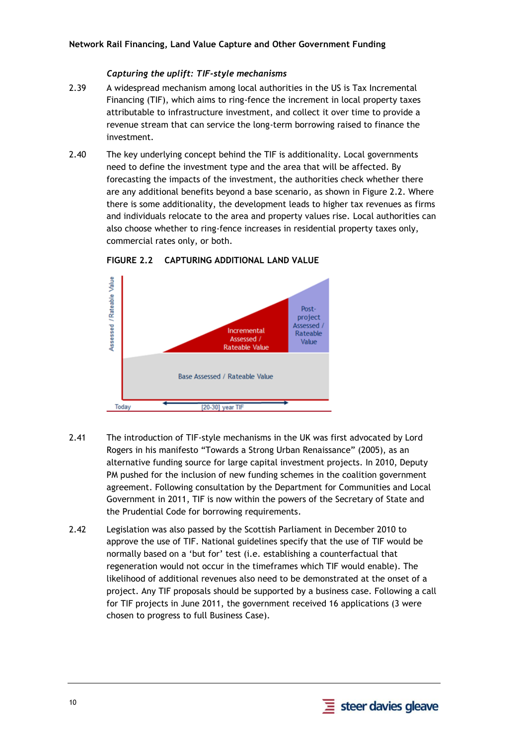### *Capturing the uplift: TIF-style mechanisms*

2.39 A widespread mechanism among local authorities in the US is Tax Incremental Financing (TIF), which aims to ring-fence the increment in local property taxes attributable to infrastructure investment, and collect it over time to provide a revenue stream that can service the long-term borrowing raised to finance the investment.

2.40 The key underlying concept behind the TIF is additionality. Local governments need to define the investment type and the area that will be affected. By forecasting the impacts of the investment, the authorities check whether there are any additional benefits beyond a base scenario, as shown in Figure 2.2. Where there is some additionality, the development leads to higher tax revenues as firms and individuals relocate to the area and property values rise. Local authorities can also choose whether to ring-fence increases in residential property taxes only, commercial rates only, or both.

**FIGURE 2.2 CAPTURING ADDITIONAL LAND VALUE**

Assessed / Rateable Value

Incremental Assessed / Rateable Value

Post-project Assessed / Rateable Value

Base Assessed / Rateable Value

Today

[20-30] year TIF

2.41 The introduction of TIF-style mechanisms in the UK was first advocated by Lord Rogers in his manifesto "Towards a Strong Urban Renaissance" (2005), as an alternative funding source for large capital investment projects. In 2010, Deputy PM pushed for the inclusion of new funding schemes in the coalition government agreement. Following consultation by the Department for Communities and Local Government in 2011, TIF is now within the powers of the Secretary of State and the Prudential Code for borrowing requirements.

2.42 Legislation was also passed by the Scottish Parliament in December 2010 to approve the use of TIF. National guidelines specify that the use of TIF would be normally based on a 'but for' test (i.e. establishing a counterfactual that regeneration would not occur in the timeframes which TIF would enable). The likelihood of additional revenues also need to be demonstrated at the onset of a project. Any TIF proposals should be supported by a business case. Following a call for TIF projects in June 2011, the government received 16 applications (3 were chosen to progress to full Business Case).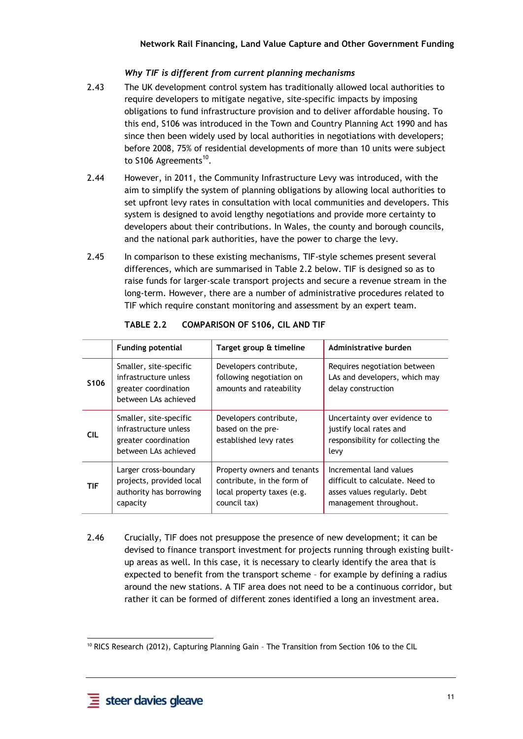### *Why TIF is different from current planning mechanisms*

2.43 The UK development control system has traditionally allowed local authorities to require developers to mitigate negative, site-specific impacts by imposing obligations to fund infrastructure provision and to deliver affordable housing. To this end, S106 was introduced in the Town and Country Planning Act 1990 and has since then been widely used by local authorities in negotiations with developers; before 2008, 75% of residential developments of more than 10 units were subject to S106 Agreements[10].

2.44 However, in 2011, the Community Infrastructure Levy was introduced, with the aim to simplify the system of planning obligations by allowing local authorities to set upfront levy rates in consultation with local communities and developers. This system is designed to avoid lengthy negotiations and provide more certainty to developers about their contributions. In Wales, the county and borough councils, and the national park authorities, have the power to charge the levy.

2.45 In comparison to these existing mechanisms, TIF-style schemes present several differences, which are summarised in Table 2.2 below. TIF is designed so as to raise funds for larger-scale transport projects and secure a revenue stream in the long-term. However, there are a number of administrative procedures related to TIF which require constant monitoring and assessment by an expert team.

**TABLE 2.2 COMPARISON OF S106, CIL AND TIF**

| | Funding potential | Target group & timeline | Administrative burden |
|---|---|---|---|
| **S106** | Smaller, site-specific infrastructure unless greater coordination between LAs achieved | Developers contribute, following negotiation on amounts and rateability | Requires negotiation between LAs and developers, which may delay construction |
| **CIL** | Smaller, site-specific infrastructure unless greater coordination between LAs achieved | Developers contribute, based on the pre-established levy rates | Uncertainty over evidence to justify local rates and responsibility for collecting the levy |
| **TIF** | Larger cross-boundary projects, provided local authority has borrowing capacity | Property owners and tenants contribute, in the form of local property taxes (e.g. council tax) | Incremental land values difficult to calculate. Need to asses values regularly. Debt management throughout. |

2.46 Crucially, TIF does not presuppose the presence of new development; it can be devised to finance transport investment for projects running through existing built-up areas as well. In this case, it is necessary to clearly identify the area that is expected to benefit from the transport scheme – for example by defining a radius around the new stations. A TIF area does not need to be a continuous corridor, but rather it can be formed of different zones identified a long an investment area.

[10] RICS Research (2012), Capturing Planning Gain – The Transition from Section 106 to the CIL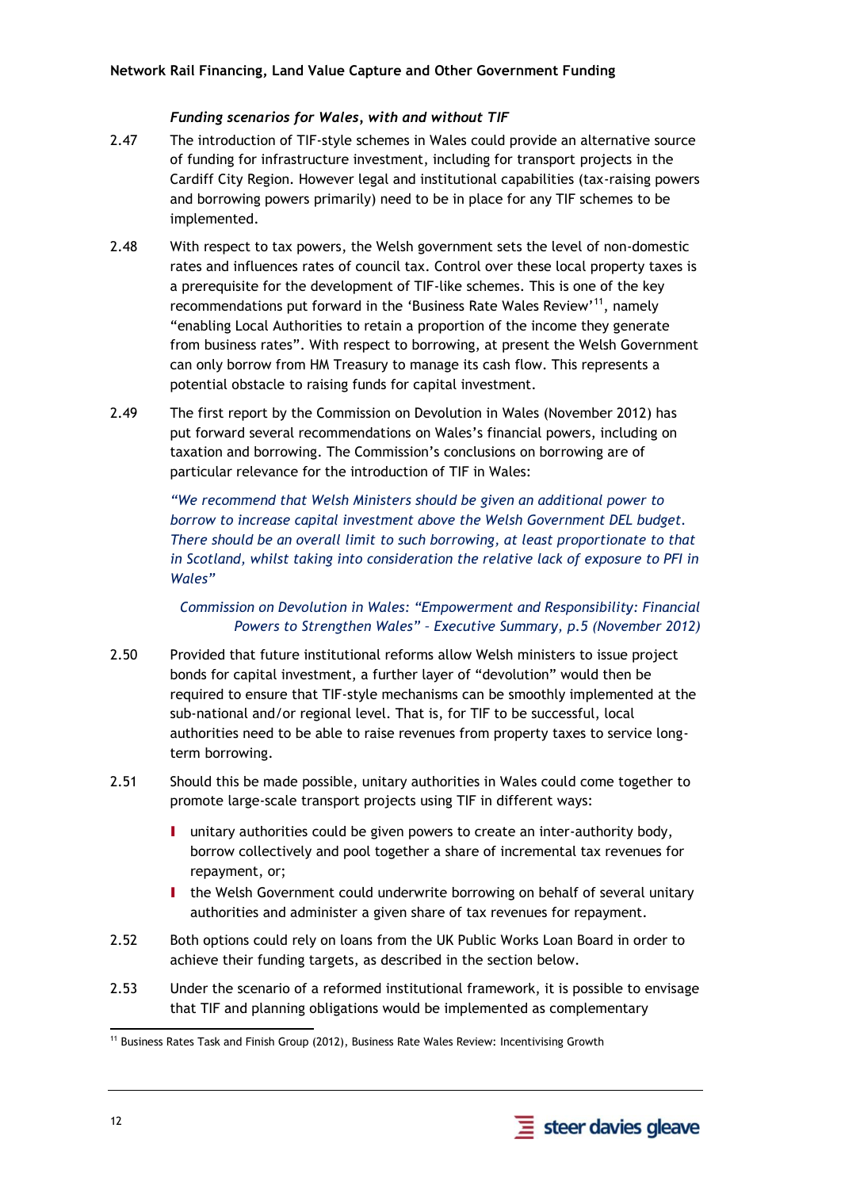### *Funding scenarios for Wales, with and without TIF*

2.47 The introduction of TIF-style schemes in Wales could provide an alternative source of funding for infrastructure investment, including for transport projects in the Cardiff City Region. However legal and institutional capabilities (tax-raising powers and borrowing powers primarily) need to be in place for any TIF schemes to be implemented.

2.48 With respect to tax powers, the Welsh government sets the level of non-domestic rates and influences rates of council tax. Control over these local property taxes is a prerequisite for the development of TIF-like schemes. This is one of the key recommendations put forward in the 'Business Rate Wales Review'[11], namely "enabling Local Authorities to retain a proportion of the income they generate from business rates". With respect to borrowing, at present the Welsh Government can only borrow from HM Treasury to manage its cash flow. This represents a potential obstacle to raising funds for capital investment.

2.49 The first report by the Commission on Devolution in Wales (November 2012) has put forward several recommendations on Wales's financial powers, including on taxation and borrowing. The Commission's conclusions on borrowing are of particular relevance for the introduction of TIF in Wales:

> *"We recommend that Welsh Ministers should be given an additional power to borrow to increase capital investment above the Welsh Government DEL budget. There should be an overall limit to such borrowing, at least proportionate to that in Scotland, whilst taking into consideration the relative lack of exposure to PFI in Wales"*
>
> *Commission on Devolution in Wales: "Empowerment and Responsibility: Financial Powers to Strengthen Wales" – Executive Summary, p.5 (November 2012)*

2.50 Provided that future institutional reforms allow Welsh ministers to issue project bonds for capital investment, a further layer of "devolution" would then be required to ensure that TIF-style mechanisms can be smoothly implemented at the sub-national and/or regional level. That is, for TIF to be successful, local authorities need to be able to raise revenues from property taxes to service long-term borrowing.

2.51 Should this be made possible, unitary authorities in Wales could come together to promote large-scale transport projects using TIF in different ways:

- unitary authorities could be given powers to create an inter-authority body, borrow collectively and pool together a share of incremental tax revenues for repayment, or;
- the Welsh Government could underwrite borrowing on behalf of several unitary authorities and administer a given share of tax revenues for repayment.

2.52 Both options could rely on loans from the UK Public Works Loan Board in order to achieve their funding targets, as described in the section below.

2.53 Under the scenario of a reformed institutional framework, it is possible to envisage that TIF and planning obligations would be implemented as complementary

[11] Business Rates Task and Finish Group (2012), Business Rate Wales Review: Incentivising Growth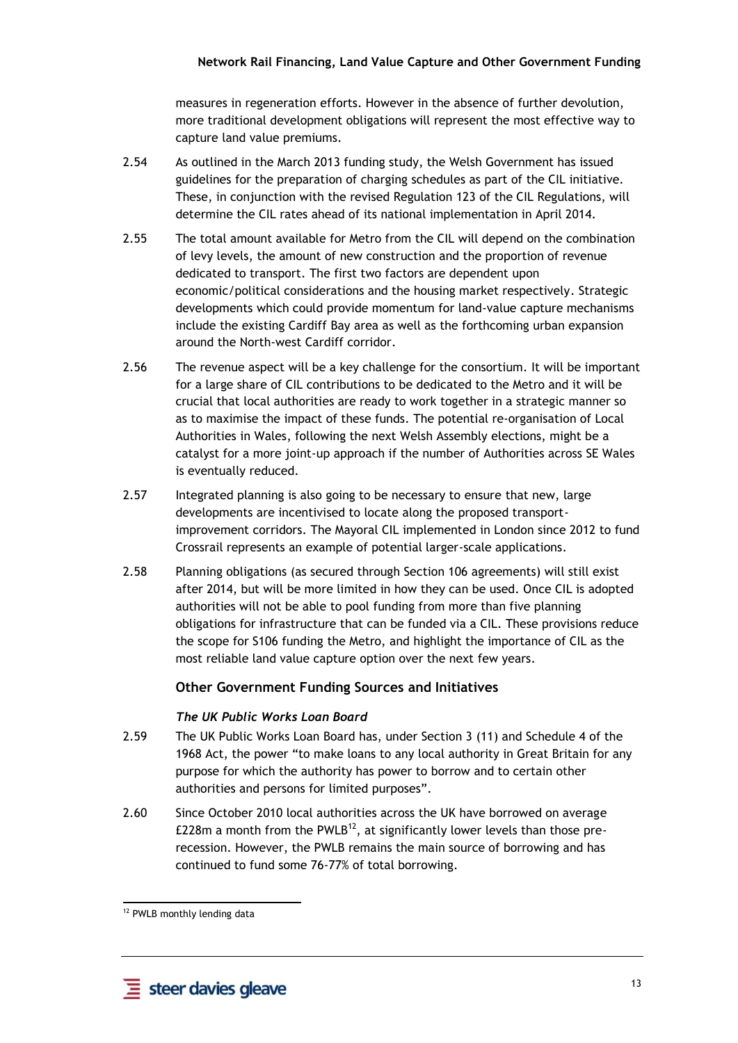measures in regeneration efforts. However in the absence of further devolution, more traditional development obligations will represent the most effective way to capture land value premiums.

2.54 As outlined in the March 2013 funding study, the Welsh Government has issued guidelines for the preparation of charging schedules as part of the CIL initiative. These, in conjunction with the revised Regulation 123 of the CIL Regulations, will determine the CIL rates ahead of its national implementation in April 2014.

2.55 The total amount available for Metro from the CIL will depend on the combination of levy levels, the amount of new construction and the proportion of revenue dedicated to transport. The first two factors are dependent upon economic/political considerations and the housing market respectively. Strategic developments which could provide momentum for land-value capture mechanisms include the existing Cardiff Bay area as well as the forthcoming urban expansion around the North-west Cardiff corridor.

2.56 The revenue aspect will be a key challenge for the consortium. It will be important for a large share of CIL contributions to be dedicated to the Metro and it will be crucial that local authorities are ready to work together in a strategic manner so as to maximise the impact of these funds. The potential re-organisation of Local Authorities in Wales, following the next Welsh Assembly elections, might be a catalyst for a more joint-up approach if the number of Authorities across SE Wales is eventually reduced.

2.57 Integrated planning is also going to be necessary to ensure that new, large developments are incentivised to locate along the proposed transport-improvement corridors. The Mayoral CIL implemented in London since 2012 to fund Crossrail represents an example of potential larger-scale applications.

2.58 Planning obligations (as secured through Section 106 agreements) will still exist after 2014, but will be more limited in how they can be used. Once CIL is adopted authorities will not be able to pool funding from more than five planning obligations for infrastructure that can be funded via a CIL. These provisions reduce the scope for S106 funding the Metro, and highlight the importance of CIL as the most reliable land value capture option over the next few years.

## Other Government Funding Sources and Initiatives

### *The UK Public Works Loan Board*

2.59 The UK Public Works Loan Board has, under Section 3 (11) and Schedule 4 of the 1968 Act, the power "to make loans to any local authority in Great Britain for any purpose for which the authority has power to borrow and to certain other authorities and persons for limited purposes".

2.60 Since October 2010 local authorities across the UK have borrowed on average £228m a month from the PWLB[12], at significantly lower levels than those pre-recession. However, the PWLB remains the main source of borrowing and has continued to fund some 76-77% of total borrowing.

[12] PWLB monthly lending data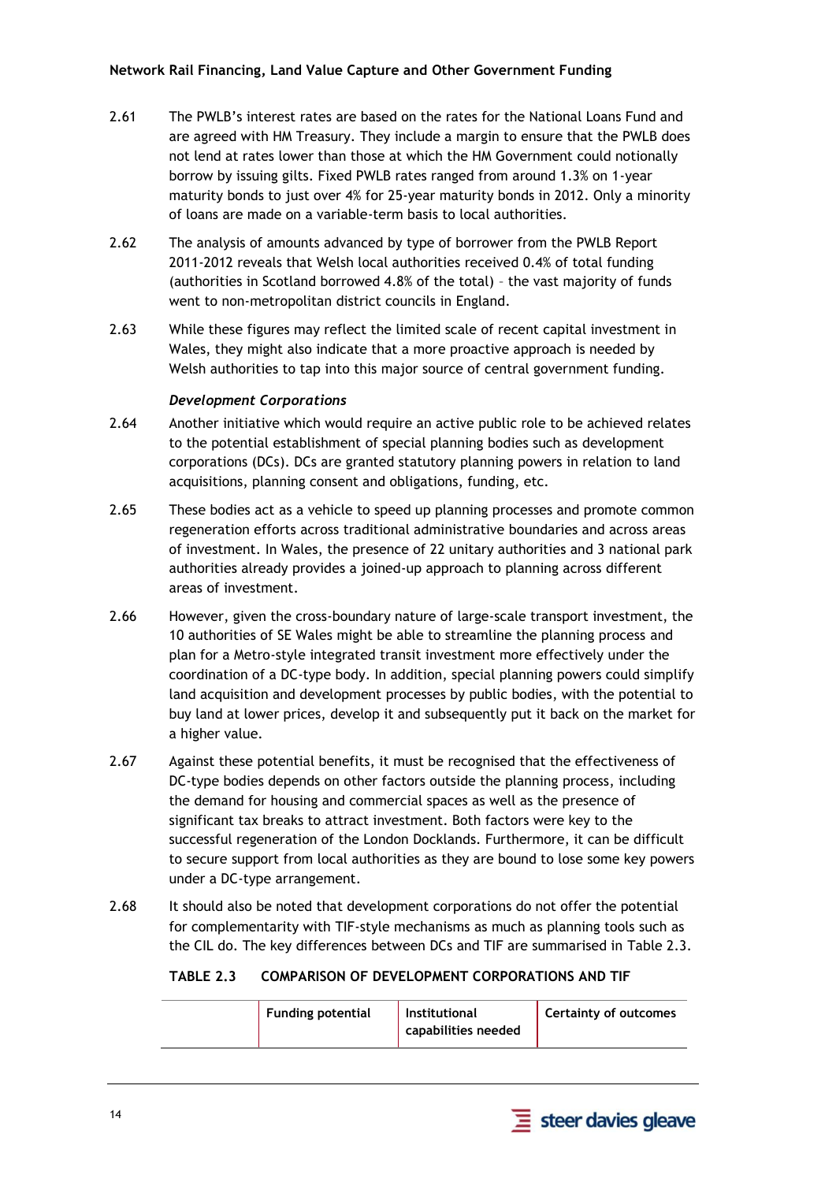2.61 The PWLB's interest rates are based on the rates for the National Loans Fund and are agreed with HM Treasury. They include a margin to ensure that the PWLB does not lend at rates lower than those at which the HM Government could notionally borrow by issuing gilts. Fixed PWLB rates ranged from around 1.3% on 1-year maturity bonds to just over 4% for 25-year maturity bonds in 2012. Only a minority of loans are made on a variable-term basis to local authorities.

2.62 The analysis of amounts advanced by type of borrower from the PWLB Report 2011-2012 reveals that Welsh local authorities received 0.4% of total funding (authorities in Scotland borrowed 4.8% of the total) – the vast majority of funds went to non-metropolitan district councils in England.

2.63 While these figures may reflect the limited scale of recent capital investment in Wales, they might also indicate that a more proactive approach is needed by Welsh authorities to tap into this major source of central government funding.

### *Development Corporations*

2.64 Another initiative which would require an active public role to be achieved relates to the potential establishment of special planning bodies such as development corporations (DCs). DCs are granted statutory planning powers in relation to land acquisitions, planning consent and obligations, funding, etc.

2.65 These bodies act as a vehicle to speed up planning processes and promote common regeneration efforts across traditional administrative boundaries and across areas of investment. In Wales, the presence of 22 unitary authorities and 3 national park authorities already provides a joined-up approach to planning across different areas of investment.

2.66 However, given the cross-boundary nature of large-scale transport investment, the 10 authorities of SE Wales might be able to streamline the planning process and plan for a Metro-style integrated transit investment more effectively under the coordination of a DC-type body. In addition, special planning powers could simplify land acquisition and development processes by public bodies, with the potential to buy land at lower prices, develop it and subsequently put it back on the market for a higher value.

2.67 Against these potential benefits, it must be recognised that the effectiveness of DC-type bodies depends on other factors outside the planning process, including the demand for housing and commercial spaces as well as the presence of significant tax breaks to attract investment. Both factors were key to the successful regeneration of the London Docklands. Furthermore, it can be difficult to secure support from local authorities as they are bound to lose some key powers under a DC-type arrangement.

2.68 It should also be noted that development corporations do not offer the potential for complementarity with TIF-style mechanisms as much as planning tools such as the CIL do. The key differences between DCs and TIF are summarised in Table 2.3.

**TABLE 2.3 COMPARISON OF DEVELOPMENT CORPORATIONS AND TIF**

| | Funding potential | Institutional capabilities needed | Certainty of outcomes |
|---|---|---|---|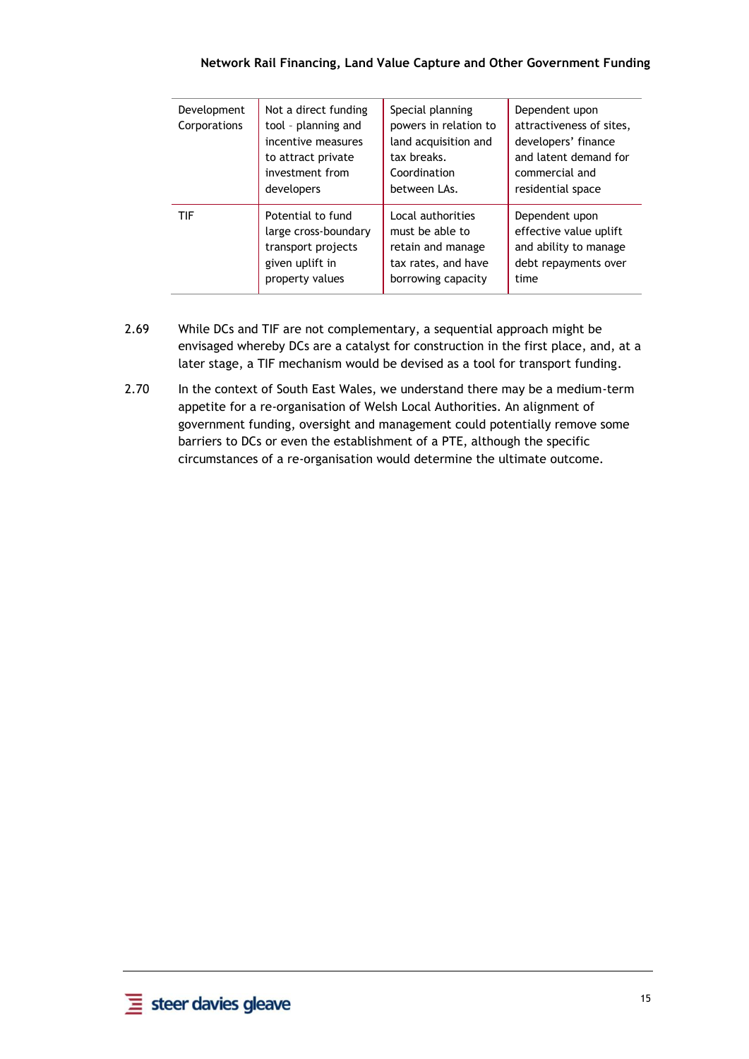| Development Corporations | Not a direct funding tool – planning and incentive measures to attract private investment from developers | Special planning powers in relation to land acquisition and tax breaks. Coordination between LAs. | Dependent upon attractiveness of sites, developers' finance and latent demand for commercial and residential space |
|---|---|---|---|
| TIF | Potential to fund large cross-boundary transport projects given uplift in property values | Local authorities must be able to retain and manage tax rates, and have borrowing capacity | Dependent upon effective value uplift and ability to manage debt repayments over time |

2.69 While DCs and TIF are not complementary, a sequential approach might be envisaged whereby DCs are a catalyst for construction in the first place, and, at a later stage, a TIF mechanism would be devised as a tool for transport funding.

2.70 In the context of South East Wales, we understand there may be a medium-term appetite for a re-organisation of Welsh Local Authorities. An alignment of government funding, oversight and management could potentially remove some barriers to DCs or even the establishment of a PTE, although the specific circumstances of a re-organisation would determine the ultimate outcome.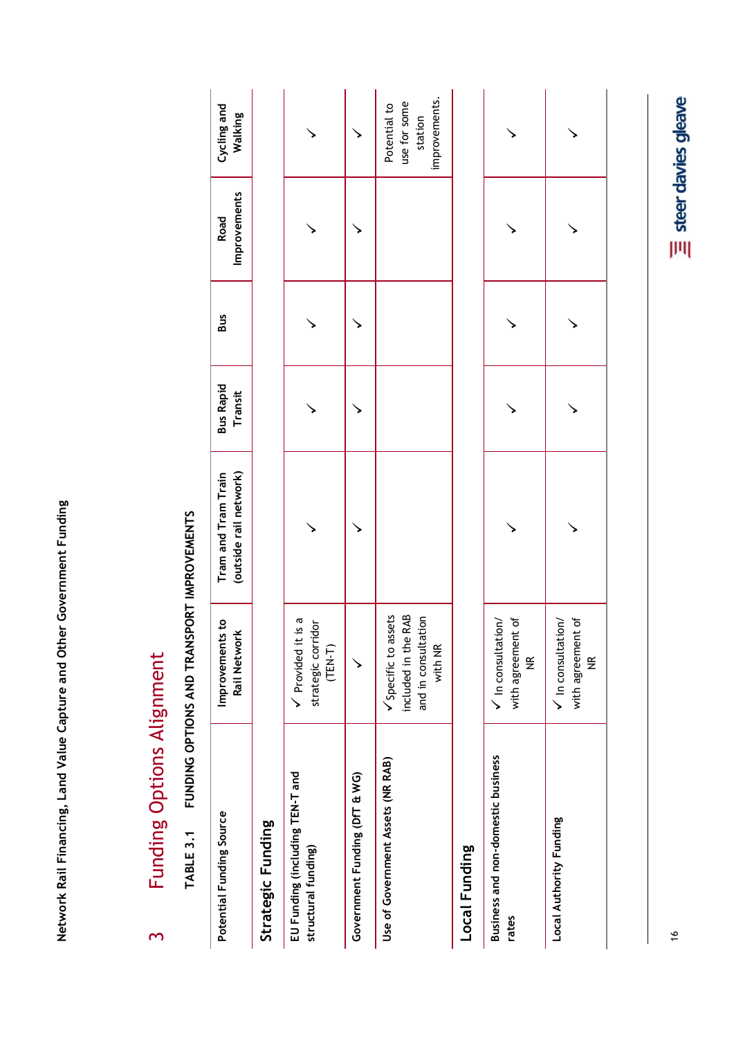# 3 Funding Options Alignment

TABLE 3.1 FUNDING OPTIONS AND TRANSPORT IMPROVEMENTS

| Potential Funding Source | Improvements to Rail Network | Tram and Tram Train (outside rail network) | Bus Rapid Transit | Bus | Road Improvements | Cycling and Walking |
|---|---|---|---|---|---|---|
| **Strategic Funding** | | | | | | |
| EU Funding (including TEN-T and structural funding) | ✓ Provided it is a strategic corridor (TEN-T) | ✓ | ✓ | ✓ | ✓ | ✓ |
| Government Funding (DfT & WG) | ✓ | ✓ | ✓ | ✓ | ✓ | ✓ |
| Use of Government Assets (NR RAB) | ✓Specific to assets included in the RAB and in consultation with NR | | | | | Potential to use for some station improvements. |
| **Local Funding** | | | | | | |
| Business and non-domestic business rates | ✓ In consultation/ with agreement of NR | ✓ | ✓ | ✓ | ✓ | ✓ |
| Local Authority Funding | ✓ In consultation/ with agreement of NR | ✓ | ✓ | ✓ | ✓ | ✓ |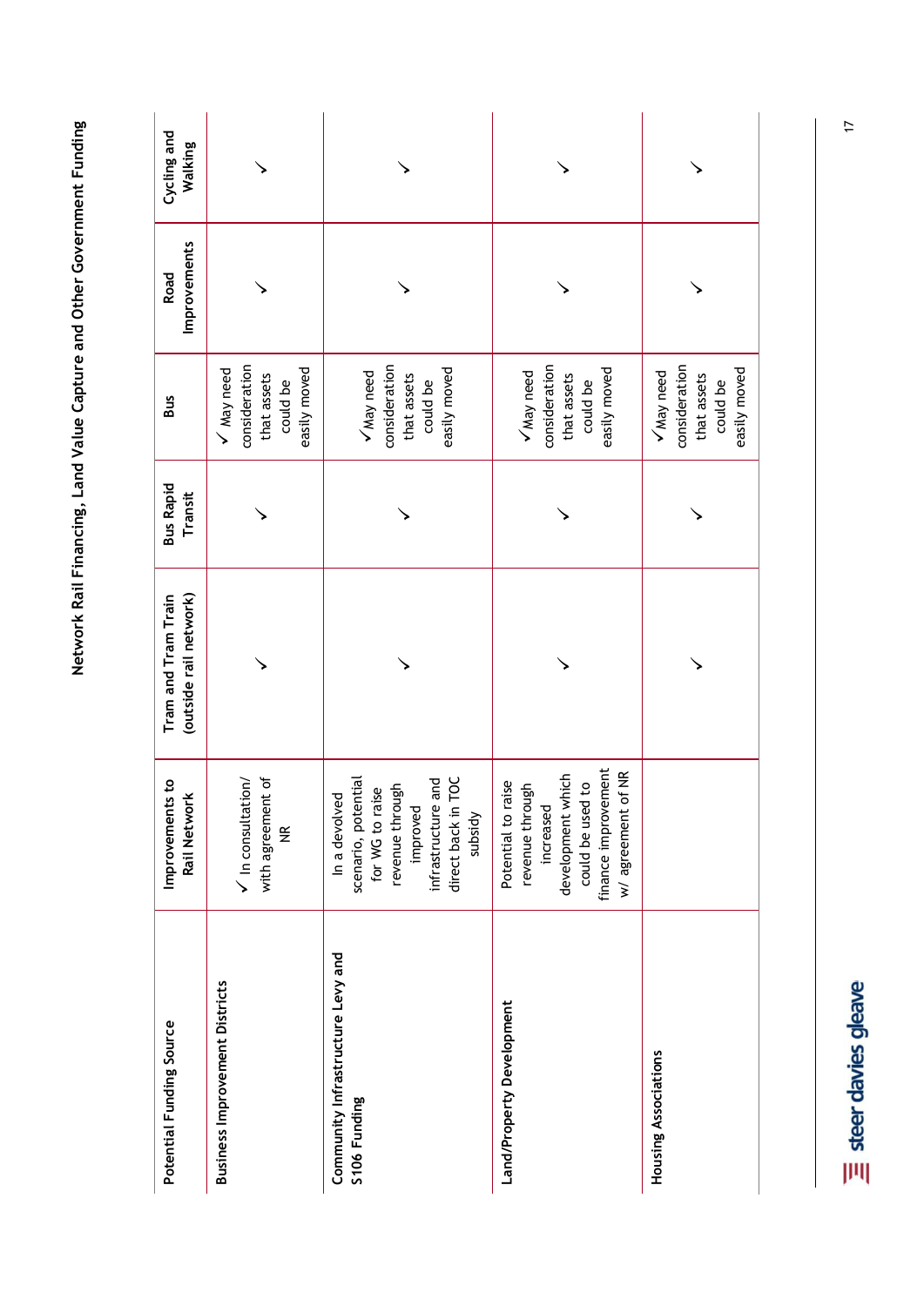| Potential Funding Source | Improvements to Rail Network | Tram and Tram Train (outside rail network) | Bus Rapid Transit | Bus | Road Improvements | Cycling and Walking |
|---|---|---|---|---|---|---|
| Business Improvement Districts | ✓ In consultation/ with agreement of NR | ✓ | ✓ | ✓ May need consideration that assets could be easily moved | ✓ | ✓ |
| Community Infrastructure Levy and S106 Funding | In a devolved scenario, potential for WG to raise revenue through improved infrastructure and direct back in TOC subsidy | ✓ | ✓ | ✓May need consideration that assets could be easily moved | ✓ | ✓ |
| Land/Property Development | Potential to raise revenue through increased development which could be used to finance improvement w/ agreement of NR | ✓ | ✓ | ✓May need consideration that assets could be easily moved | ✓ | ✓ |
| Housing Associations | | ✓ | ✓ | ✓May need consideration that assets could be easily moved | ✓ | ✓ |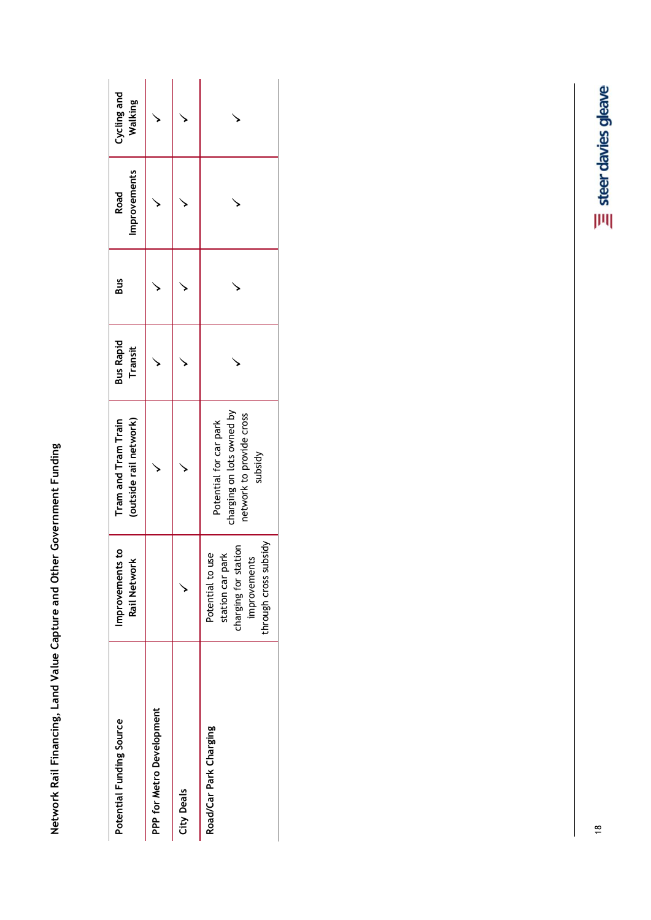| Potential Funding Source | Improvements to Rail Network | Tram and Tram Train (outside rail network) | Bus Rapid Transit | Bus | Road Improvements | Cycling and Walking |
|---|---|---|---|---|---|---|
| PPP for Metro Development | | ✓ | ✓ | ✓ | ✓ | ✓ |
| City Deals | ✓ | ✓ | ✓ | ✓ | ✓ | ✓ |
| Road/Car Park Charging | Potential to use station car park charging for station improvements through cross subsidy | Potential for car park charging on lots owned by network to provide cross subsidy | ✓ | ✓ | ✓ | ✓ |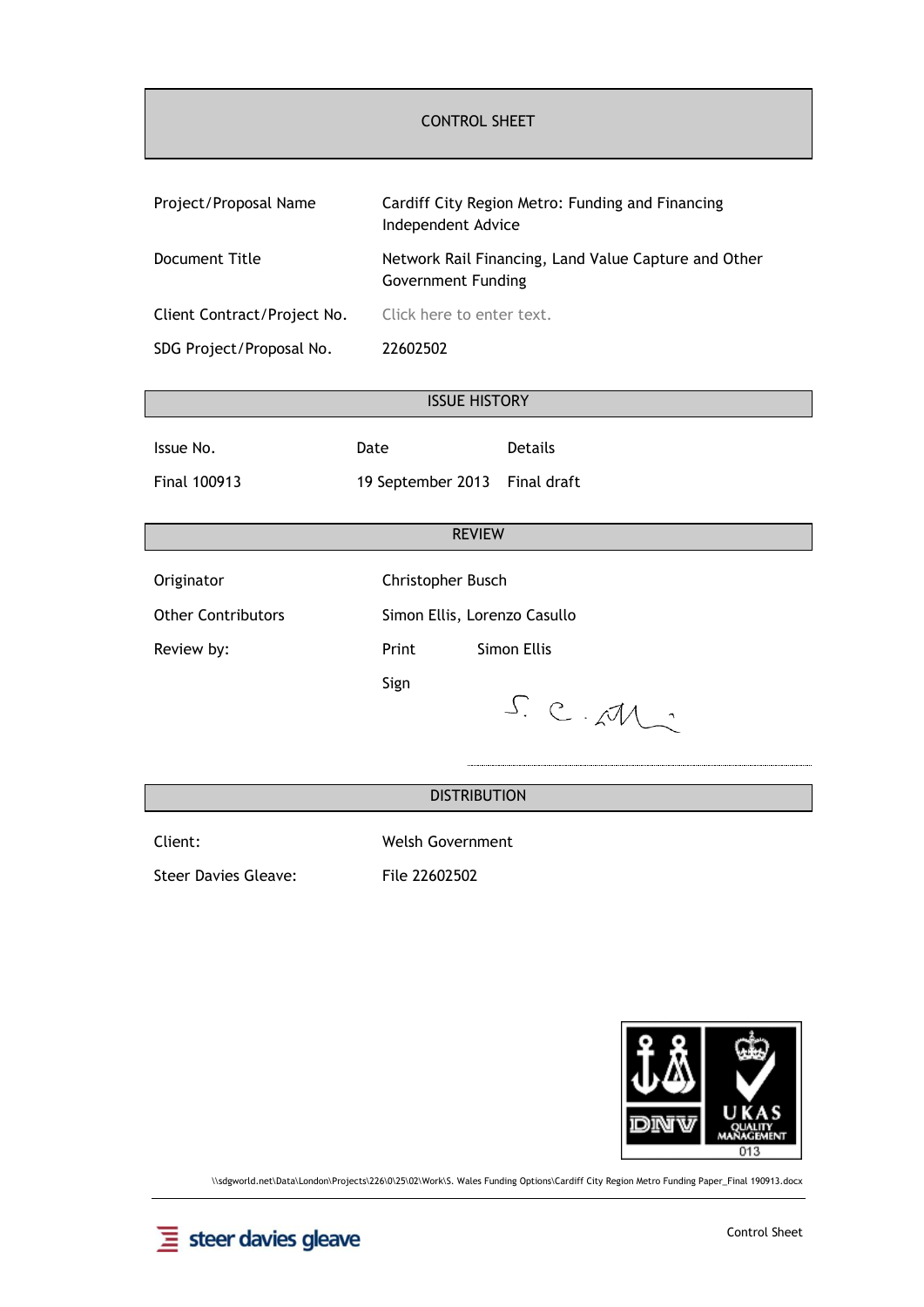# CONTROL SHEET

| | |
|---|---|
| Project/Proposal Name | Cardiff City Region Metro: Funding and Financing Independent Advice |
| Document Title | Network Rail Financing, Land Value Capture and Other Government Funding |
| Client Contract/Project No. | Click here to enter text. |
| SDG Project/Proposal No. | 22602502 |

## ISSUE HISTORY

| Issue No. | Date | Details |
|---|---|---|
| Final 100913 | 19 September 2013 | Final draft |

## REVIEW

| | | |
|---|---|---|
| Originator | Christopher Busch | |
| Other Contributors | Simon Ellis, Lorenzo Casullo | |
| Review by: | Print | Simon Ellis |
| | Sign | S. C. Ellis |

## DISTRIBUTION

| | |
|---|---|
| Client: | Welsh Government |
| Steer Davies Gleave: | File 22602502 |

\\sdgworld.net\Data\London\Projects\226\0\25\02\Work\S. Wales Funding Options\Cardiff City Region Metro Funding Paper_Final 190913.docx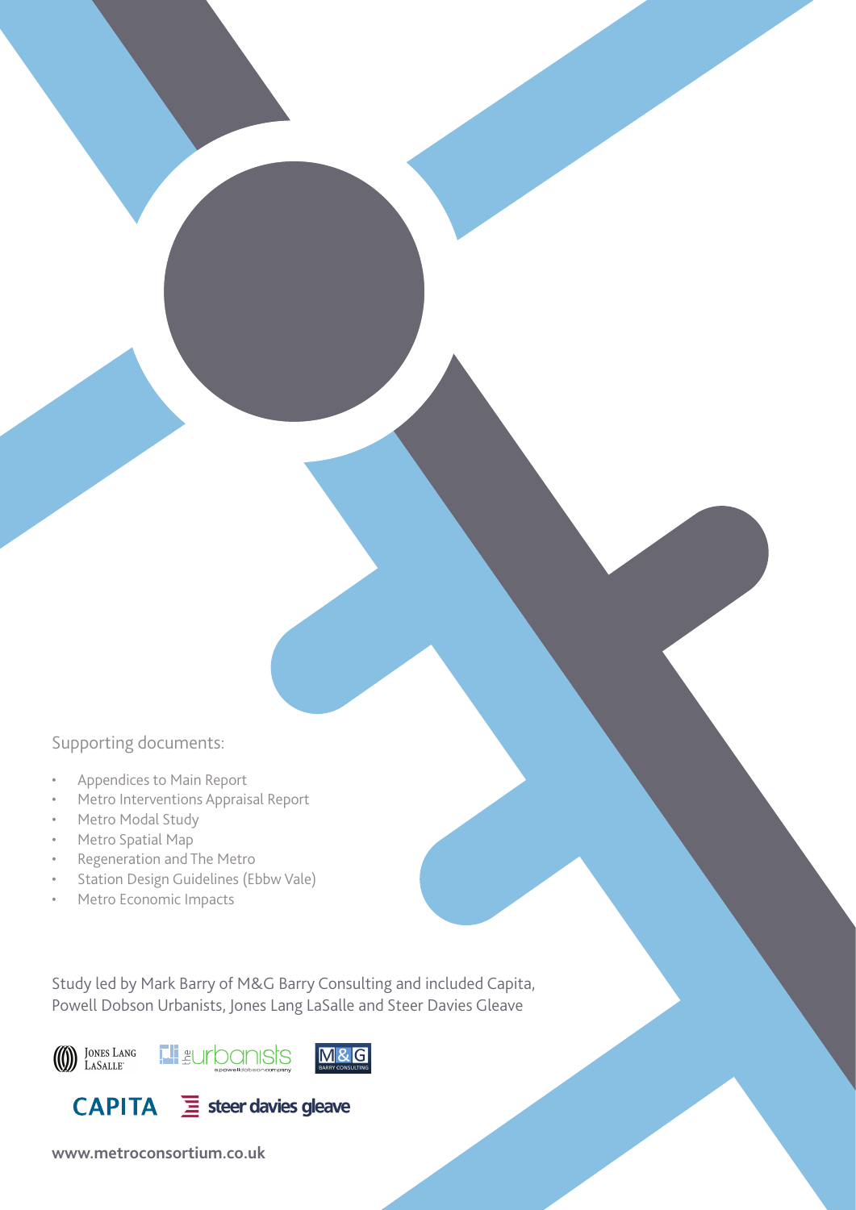Supporting documents:

- Appendices to Main Report
- Metro Interventions Appraisal Report
- Metro Modal Study
- Metro Spatial Map
- Regeneration and The Metro
- Station Design Guidelines (Ebbw Vale)
- Metro Economic Impacts

Study led by Mark Barry of M&G Barry Consulting and included Capita, Powell Dobson Urbanists, Jones Lang LaSalle and Steer Davies Gleave

www.metroconsortium.co.uk